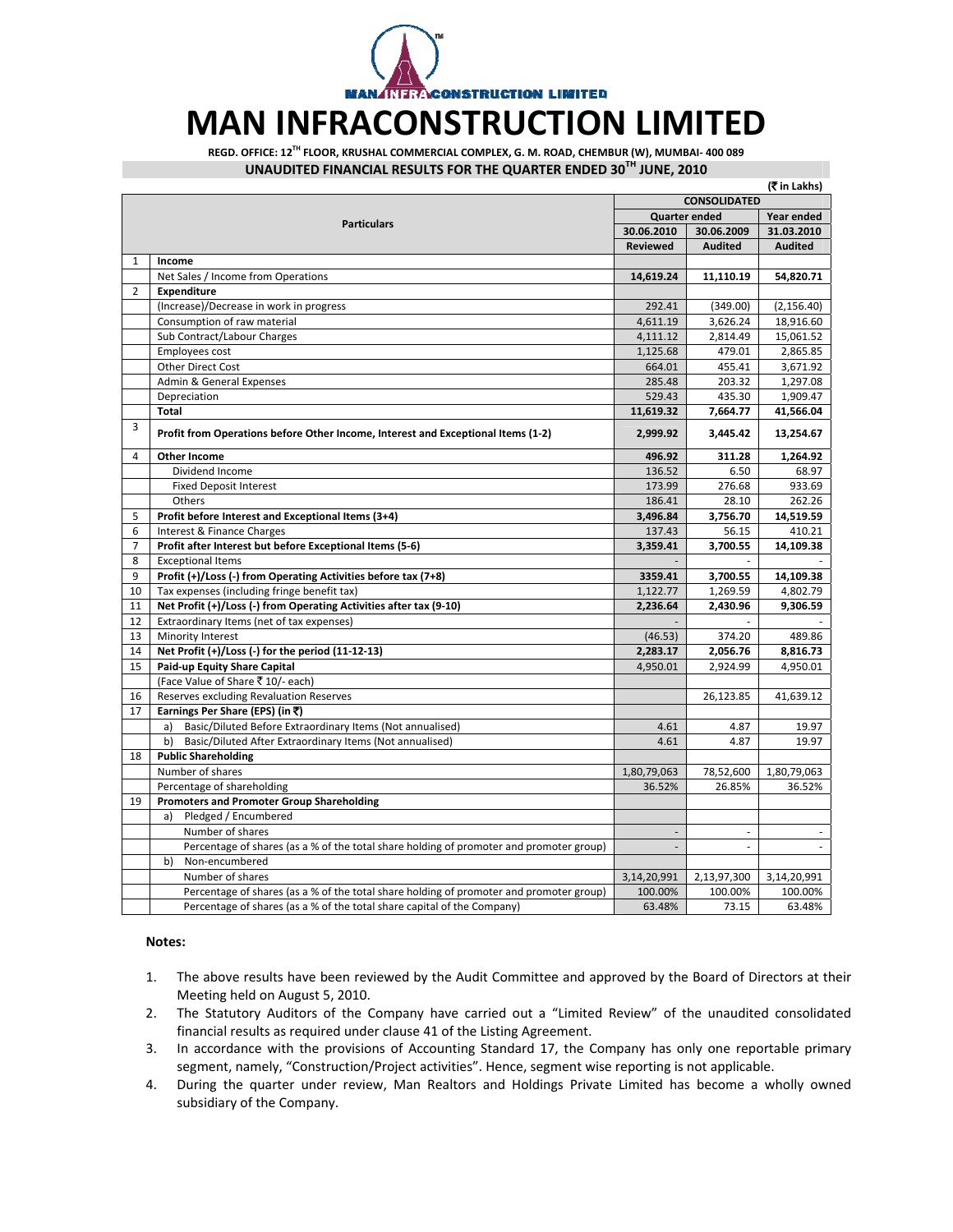# MAN INFRACONSTRUCTION LIMITED

**REGD. OFFICE: 12TH FLOOR, KRUSHAL COMMERCIAL COMPLEX, G. M. ROAD, CHEMBUR (W), MUMBAI- 400 089**

**UNAUDITED FINANCIAL RESULTS FOR THE QUARTER ENDED 30TH JUNE, 2010**

(₹ in Lakhs)

| | Particulars | CONSOLIDATED | | |
|---|---|---|---|---|
| | | Quarter ended | | Year ended |
| | | 30.06.2010 | 30.06.2009 | 31.03.2010 |
| | | Reviewed | Audited | Audited |
| 1 | **Income** | | | |
| | Net Sales / Income from Operations | **14,619.24** | **11,110.19** | **54,820.71** |
| 2 | **Expenditure** | | | |
| | (Increase)/Decrease in work in progress | 292.41 | (349.00) | (2,156.40) |
| | Consumption of raw material | 4,611.19 | 3,626.24 | 18,916.60 |
| | Sub Contract/Labour Charges | 4,111.12 | 2,814.49 | 15,061.52 |
| | Employees cost | 1,125.68 | 479.01 | 2,865.85 |
| | Other Direct Cost | 664.01 | 455.41 | 3,671.92 |
| | Admin & General Expenses | 285.48 | 203.32 | 1,297.08 |
| | Depreciation | 529.43 | 435.30 | 1,909.47 |
| | **Total** | **11,619.32** | **7,664.77** | **41,566.04** |
| 3 | **Profit from Operations before Other Income, Interest and Exceptional Items (1-2)** | **2,999.92** | **3,445.42** | **13,254.67** |
| 4 | **Other Income** | **496.92** | **311.28** | **1,264.92** |
| | Dividend Income | 136.52 | 6.50 | 68.97 |
| | Fixed Deposit Interest | 173.99 | 276.68 | 933.69 |
| | Others | 186.41 | 28.10 | 262.26 |
| 5 | **Profit before Interest and Exceptional Items (3+4)** | **3,496.84** | **3,756.70** | **14,519.59** |
| 6 | Interest & Finance Charges | 137.43 | 56.15 | 410.21 |
| 7 | **Profit after Interest but before Exceptional Items (5-6)** | **3,359.41** | **3,700.55** | **14,109.38** |
| 8 | Exceptional Items | - | - | - |
| 9 | **Profit (+)/Loss (-) from Operating Activities before tax (7+8)** | **3359.41** | **3,700.55** | **14,109.38** |
| 10 | Tax expenses (including fringe benefit tax) | 1,122.77 | 1,269.59 | 4,802.79 |
| 11 | **Net Profit (+)/Loss (-) from Operating Activities after tax (9-10)** | **2,236.64** | **2,430.96** | **9,306.59** |
| 12 | Extraordinary Items (net of tax expenses) | - | - | - |
| 13 | Minority Interest | (46.53) | 374.20 | 489.86 |
| 14 | **Net Profit (+)/Loss (-) for the period (11-12-13)** | **2,283.17** | **2,056.76** | **8,816.73** |
| 15 | **Paid-up Equity Share Capital** | 4,950.01 | 2,924.99 | 4,950.01 |
| | (Face Value of Share ₹ 10/- each) | | | |
| 16 | Reserves excluding Revaluation Reserves | | 26,123.85 | 41,639.12 |
| 17 | **Earnings Per Share (EPS) (in ₹)** | | | |
| | a) Basic/Diluted Before Extraordinary Items (Not annualised) | 4.61 | 4.87 | 19.97 |
| | b) Basic/Diluted After Extraordinary Items (Not annualised) | 4.61 | 4.87 | 19.97 |
| 18 | **Public Shareholding** | | | |
| | Number of shares | 1,80,79,063 | 78,52,600 | 1,80,79,063 |
| | Percentage of shareholding | 36.52% | 26.85% | 36.52% |
| 19 | **Promoters and Promoter Group Shareholding** | | | |
| | a) Pledged / Encumbered | | | |
| | Number of shares | - | - | - |
| | Percentage of shares (as a % of the total share holding of promoter and promoter group) | - | - | - |
| | b) Non-encumbered | | | |
| | Number of shares | 3,14,20,991 | 2,13,97,300 | 3,14,20,991 |
| | Percentage of shares (as a % of the total share holding of promoter and promoter group) | 100.00% | 100.00% | 100.00% |
| | Percentage of shares (as a % of the total share capital of the Company) | 63.48% | 73.15 | 63.48% |

**Notes:**

1. The above results have been reviewed by the Audit Committee and approved by the Board of Directors at their Meeting held on August 5, 2010.
2. The Statutory Auditors of the Company have carried out a "Limited Review" of the unaudited consolidated financial results as required under clause 41 of the Listing Agreement.
3. In accordance with the provisions of Accounting Standard 17, the Company has only one reportable primary segment, namely, "Construction/Project activities". Hence, segment wise reporting is not applicable.
4. During the quarter under review, Man Realtors and Holdings Private Limited has become a wholly owned subsidiary of the Company.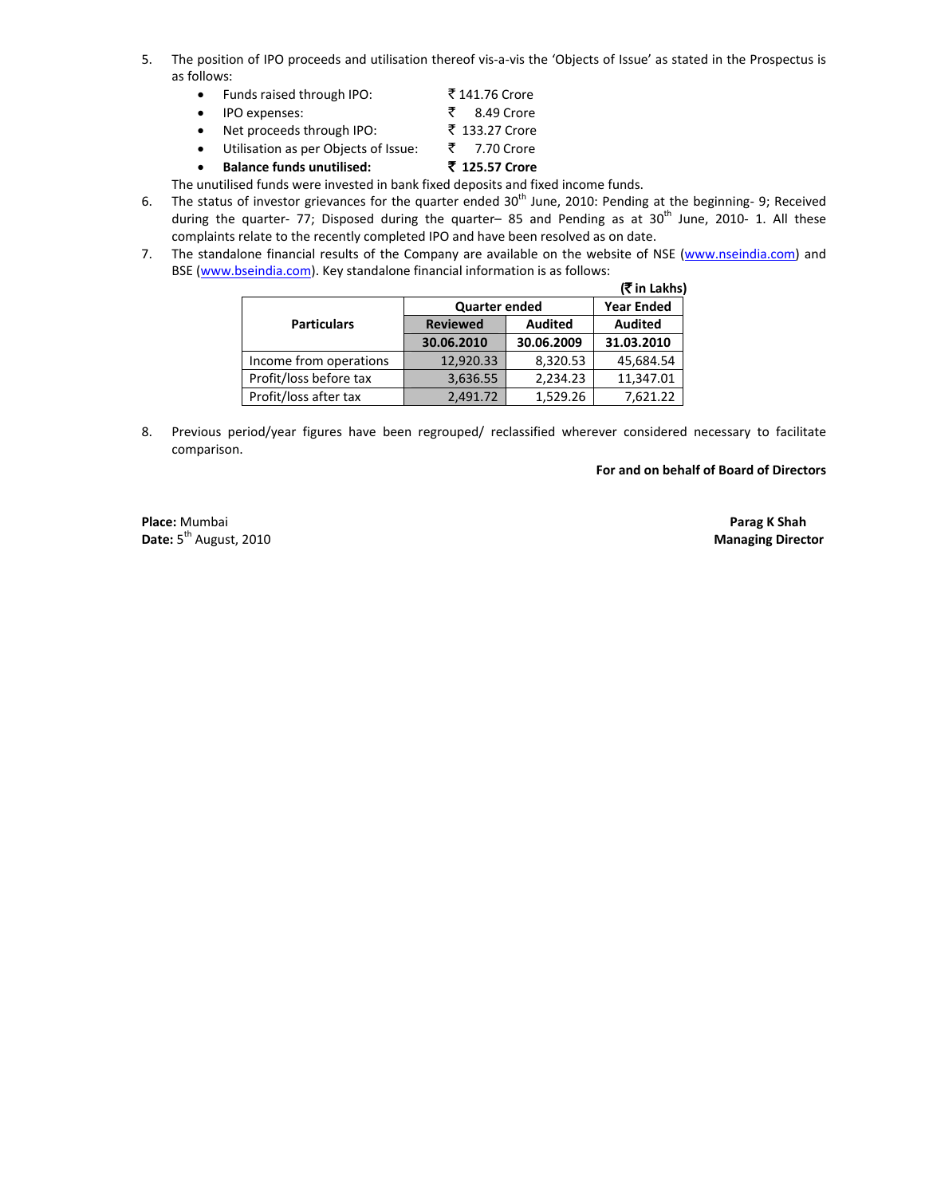5. The position of IPO proceeds and utilisation thereof vis-a-vis the 'Objects of Issue' as stated in the Prospectus is as follows:
   - Funds raised through IPO: ₹ 141.76 Crore
   - IPO expenses: ₹ 8.49 Crore
   - Net proceeds through IPO: ₹ 133.27 Crore
   - Utilisation as per Objects of Issue: ₹ 7.70 Crore
   - **Balance funds unutilised: ₹ 125.57 Crore**

   The unutilised funds were invested in bank fixed deposits and fixed income funds.

6. The status of investor grievances for the quarter ended 30th June, 2010: Pending at the beginning- 9; Received during the quarter- 77; Disposed during the quarter– 85 and Pending as at 30th June, 2010- 1. All these complaints relate to the recently completed IPO and have been resolved as on date.

7. The standalone financial results of the Company are available on the website of NSE (www.nseindia.com) and BSE (www.bseindia.com). Key standalone financial information is as follows:

**(₹ in Lakhs)**

| Particulars | Quarter ended | | Year Ended |
|---|---|---|---|
| | Reviewed | Audited | Audited |
| | 30.06.2010 | 30.06.2009 | 31.03.2010 |
| Income from operations | 12,920.33 | 8,320.53 | 45,684.54 |
| Profit/loss before tax | 3,636.55 | 2,234.23 | 11,347.01 |
| Profit/loss after tax | 2,491.72 | 1,529.26 | 7,621.22 |

8. Previous period/year figures have been regrouped/ reclassified wherever considered necessary to facilitate comparison.

**For and on behalf of Board of Directors**

**Place:** Mumbai
**Date:** 5th August, 2010

**Parag K Shah**
**Managing Director**